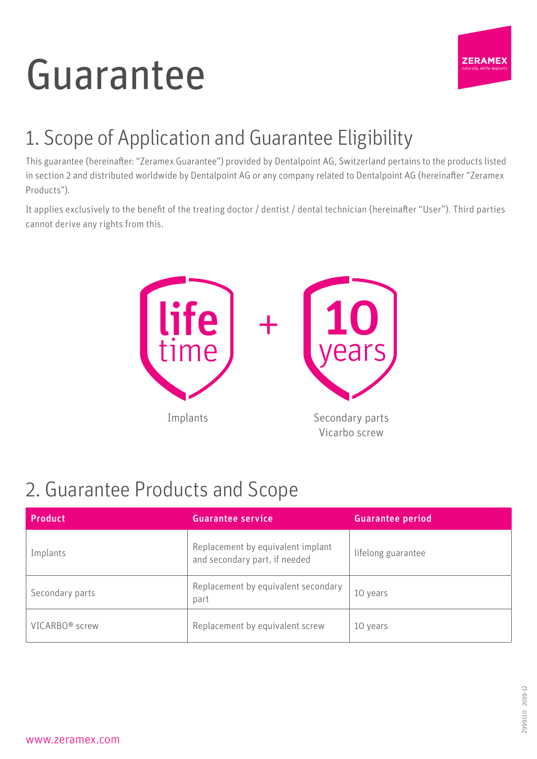# Guarantee

## 1. Scope of Application and Guarantee Eligibility

This guarantee (hereinafter: "Zeramex Guarantee") provided by Dentalpoint AG, Switzerland pertains to the products listed in section 2 and distributed worldwide by Dentalpoint AG or any company related to Dentalpoint AG (hereinafter "Zeramex Products").

It applies exclusively to the benefit of the treating doctor / dentist / dental technician (hereinafter "User"). Third parties cannot derive any rights from this.

**life** time + **10** years

Implants

Secondary parts
Vicarbo screw

## 2. Guarantee Products and Scope

| Product | Guarantee service | Guarantee period |
|---|---|---|
| Implants | Replacement by equivalent implant and secondary part, if needed | lifelong guarantee |
| Secondary parts | Replacement by equivalent secondary part | 10 years |
| VICARBO® screw | Replacement by equivalent screw | 10 years |

www.zeramex.com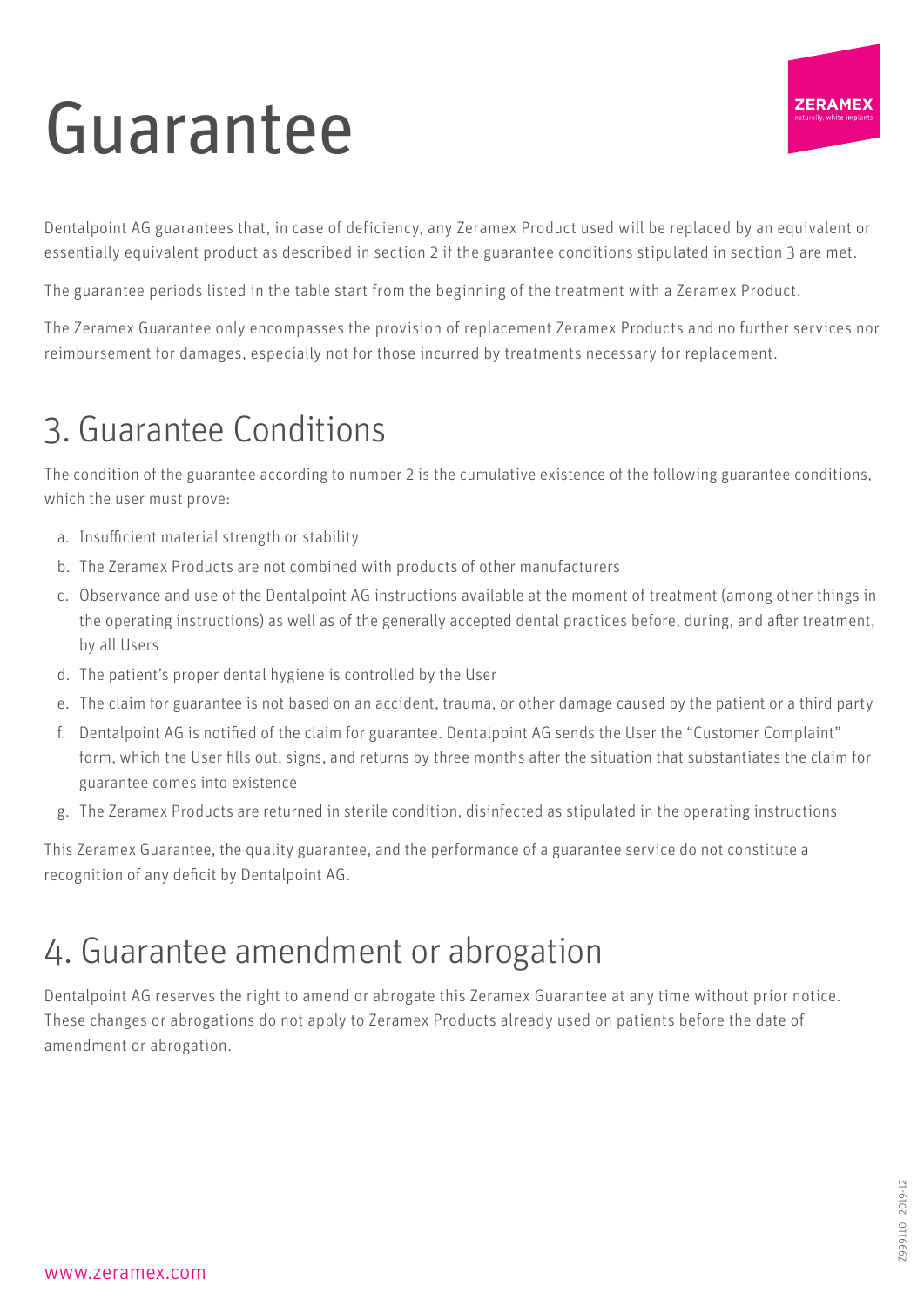# Guarantee

Dentalpoint AG guarantees that, in case of deficiency, any Zeramex Product used will be replaced by an equivalent or essentially equivalent product as described in section 2 if the guarantee conditions stipulated in section 3 are met.

The guarantee periods listed in the table start from the beginning of the treatment with a Zeramex Product.

The Zeramex Guarantee only encompasses the provision of replacement Zeramex Products and no further services nor reimbursement for damages, especially not for those incurred by treatments necessary for replacement.

## 3. Guarantee Conditions

The condition of the guarantee according to number 2 is the cumulative existence of the following guarantee conditions, which the user must prove:

a. Insufficient material strength or stability
b. The Zeramex Products are not combined with products of other manufacturers
c. Observance and use of the Dentalpoint AG instructions available at the moment of treatment (among other things in the operating instructions) as well as of the generally accepted dental practices before, during, and after treatment, by all Users
d. The patient's proper dental hygiene is controlled by the User
e. The claim for guarantee is not based on an accident, trauma, or other damage caused by the patient or a third party
f. Dentalpoint AG is notified of the claim for guarantee. Dentalpoint AG sends the User the "Customer Complaint" form, which the User fills out, signs, and returns by three months after the situation that substantiates the claim for guarantee comes into existence
g. The Zeramex Products are returned in sterile condition, disinfected as stipulated in the operating instructions

This Zeramex Guarantee, the quality guarantee, and the performance of a guarantee service do not constitute a recognition of any deficit by Dentalpoint AG.

## 4. Guarantee amendment or abrogation

Dentalpoint AG reserves the right to amend or abrogate this Zeramex Guarantee at any time without prior notice. These changes or abrogations do not apply to Zeramex Products already used on patients before the date of amendment or abrogation.